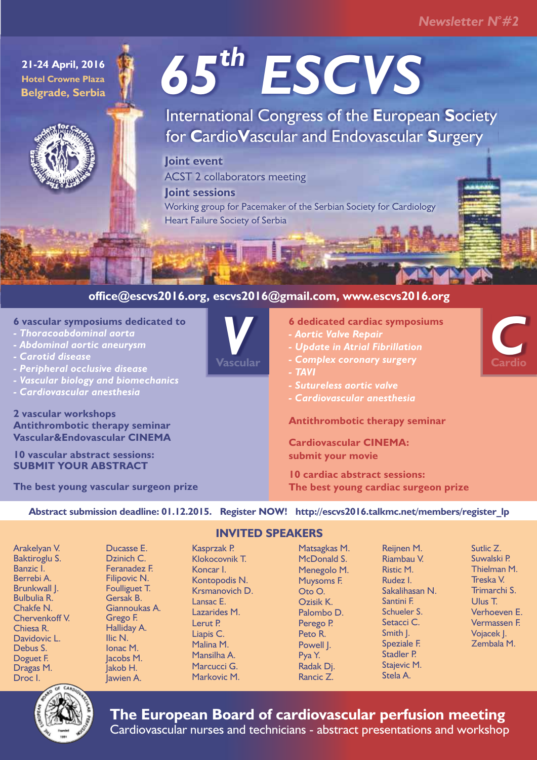Newsletter N°#2

**21-24 April, 2016**
**Hotel Crowne Plaza**
**Belgrade, Serbia**

# 65th ESCVS

## International Congress of the European Society for CardioVascular and Endovascular Surgery

**Joint event**

ACST 2 collaborators meeting

**Joint sessions**

Working group for Pacemaker of the Serbian Society for Cardiology

Heart Failure Society of Serbia

**office@escvs2016.org, escvs2016@gmail.com, www.escvs2016.org**

## V Vascular

**6 vascular symposiums dedicated to**

- *Thoracoabdominal aorta*
- *Abdominal aortic aneurysm*
- *Carotid disease*
- *Peripheral occlusive disease*
- *Vascular biology and biomechanics*
- *Cardiovascular anesthesia*

**2 vascular workshops**

**Antithrombotic therapy seminar**

**Vascular&Endovascular CINEMA**

**10 vascular abstract sessions:**

**SUBMIT YOUR ABSTRACT**

**The best young vascular surgeon prize**

## C Cardio

**6 dedicated cardiac symposiums**

- *Aortic Valve Repair*
- *Update in Atrial Fibrillation*
- *Complex coronary surgery*
- *TAVI*
- *Sutureless aortic valve*
- *Cardiovascular anesthesia*

**Antithrombotic therapy seminar**

**Cardiovascular CINEMA:**
**submit your movie**

**10 cardiac abstract sessions:**
**The best young cardiac surgeon prize**

**Abstract submission deadline: 01.12.2015. Register NOW! http://escvs2016.talkmc.net/members/register_lp**

## INVITED SPEAKERS

Arakelyan V.
Baktiroglu S.
Banzic I.
Berrebi A.
Brunkwall J.
Bulbulia R.
Chakfe N.
Chervenkoff V.
Chiesa R.
Davidovic L.
Debus S.
Doguet F.
Dragas M.
Droc I.
Ducasse E.
Dzinich C.
Feranadez F.
Filipovic N.
Foulliguet T.
Gersak B.
Giannoukas A.
Grego F.
Halliday A.
Ilic N.
Ionac M.
Jacobs M.
Jakob H.
Jawien A.
Kasprzak P.
Klokocovnik T.
Koncar I.
Kontopodis N.
Krsmanovich D.
Lansac E.
Lazarides M.
Lerut P.
Liapis C.
Malina M.
Mansilha A.
Marcucci G.
Markovic M.
Matsagkas M.
McDonald S.
Menegolo M.
Muysoms F.
Oto O.
Ozisik K.
Palombo D.
Perego P.
Peto R.
Powell J.
Pya Y.
Radak Dj.
Rancic Z.
Reijnen M.
Riambau V.
Ristic M.
Rudez I.
Sakalihasan N.
Santini F.
Schueler S.
Setacci C.
Smith J.
Speziale F.
Stadler P.
Stajevic M.
Stela A.
Sutlic Z.
Suwalski P.
Thielman M.
Treska V.
Trimarchi S.
Ulus T.
Verhoeven E.
Vermassen F.
Vojacek J.
Zembala M.

## The European Board of cardiovascular perfusion meeting

Cardiovascular nurses and technicians - abstract presentations and workshop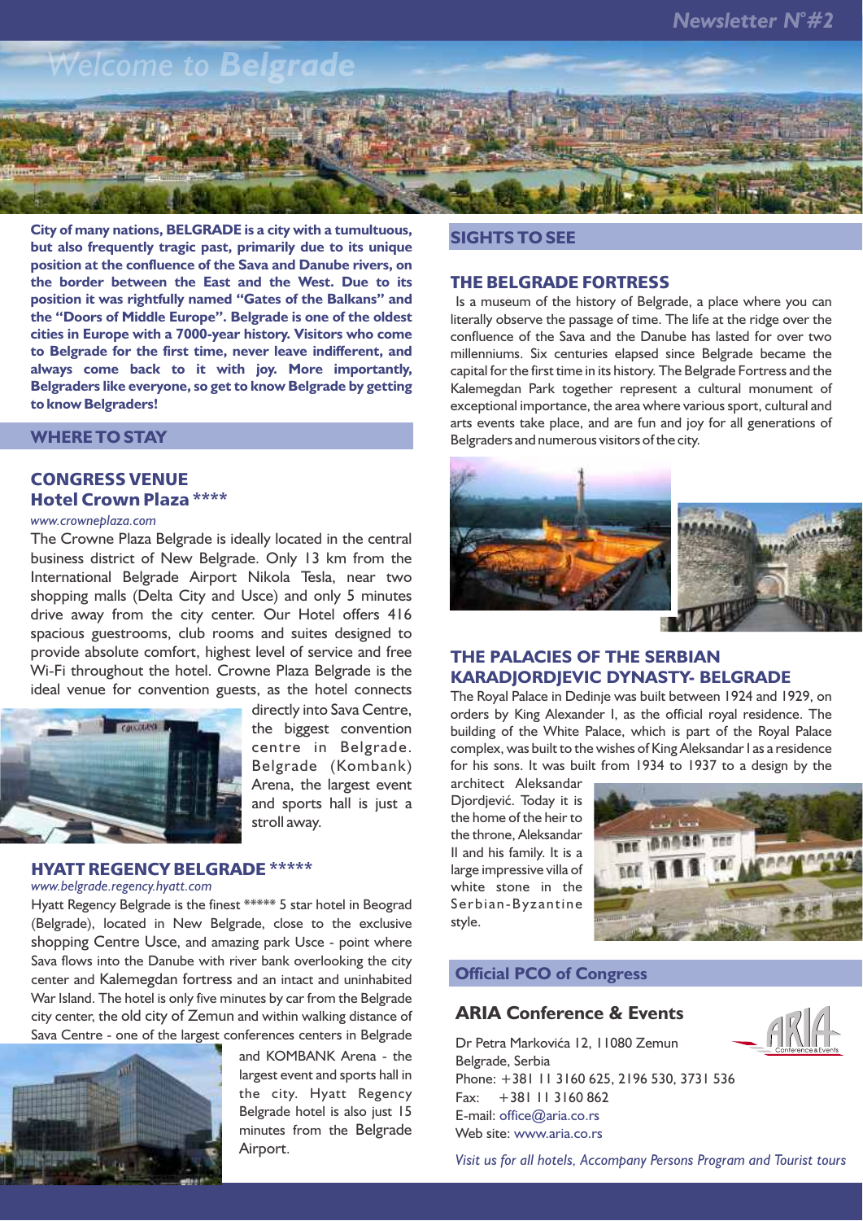# Welcome to Belgrade

**City of many nations, BELGRADE is a city with a tumultuous, but also frequently tragic past, primarily due to its unique position at the confluence of the Sava and Danube rivers, on the border between the East and the West. Due to its position it was rightfully named "Gates of the Balkans" and the "Doors of Middle Europe". Belgrade is one of the oldest cities in Europe with a 7000-year history. Visitors who come to Belgrade for the first time, never leave indifferent, and always come back to it with joy. More importantly, Belgraders like everyone, so get to know Belgrade by getting to know Belgraders!**

## WHERE TO STAY

### CONGRESS VENUE
### Hotel Crown Plaza ****

*www.crowneplaza.com*

The Crowne Plaza Belgrade is ideally located in the central business district of New Belgrade. Only 13 km from the International Belgrade Airport Nikola Tesla, near two shopping malls (Delta City and Usce) and only 5 minutes drive away from the city center. Our Hotel offers 416 spacious guestrooms, club rooms and suites designed to provide absolute comfort, highest level of service and free Wi-Fi throughout the hotel. Crowne Plaza Belgrade is the ideal venue for convention guests, as the hotel connects directly into Sava Centre, the biggest convention centre in Belgrade. Belgrade (Kombank) Arena, the largest event and sports hall is just a stroll away.

### HYATT REGENCY BELGRADE *****

*www.belgrade.regency.hyatt.com*

Hyatt Regency Belgrade is the finest ***** 5 star hotel in Beograd (Belgrade), located in New Belgrade, close to the exclusive shopping Centre Usce, and amazing park Usce - point where Sava flows into the Danube with river bank overlooking the city center and Kalemegdan fortress and an intact and uninhabited War Island. The hotel is only five minutes by car from the Belgrade city center, the old city of Zemun and within walking distance of Sava Centre - one of the largest conferences centers in Belgrade and KOMBANK Arena - the largest event and sports hall in the city. Hyatt Regency Belgrade hotel is also just 15 minutes from the Belgrade Airport.

## SIGHTS TO SEE

### THE BELGRADE FORTRESS

Is a museum of the history of Belgrade, a place where you can literally observe the passage of time. The life at the ridge over the confluence of the Sava and the Danube has lasted for over two millenniums. Six centuries elapsed since Belgrade became the capital for the first time in its history. The Belgrade Fortress and the Kalemegdan Park together represent a cultural monument of exceptional importance, the area where various sport, cultural and arts events take place, and are fun and joy for all generations of Belgraders and numerous visitors of the city.

### THE PALACIES OF THE SERBIAN KARADJORDJEVIC DYNASTY- BELGRADE

The Royal Palace in Dedinje was built between 1924 and 1929, on orders by King Alexander I, as the official royal residence. The building of the White Palace, which is part of the Royal Palace complex, was built to the wishes of King Aleksandar I as a residence for his sons. It was built from 1934 to 1937 to a design by the architect Aleksandar Djordjević. Today it is the home of the heir to the throne, Aleksandar II and his family. It is a large impressive villa of white stone in the Serbian-Byzantine style.

## Official PCO of Congress

### ARIA Conference & Events

Dr Petra Markovića 12, 11080 Zemun
Belgrade, Serbia
Phone: +381 11 3160 625, 2196 530, 3731 536
Fax: +381 11 3160 862
E-mail: office@aria.co.rs
Web site: www.aria.co.rs

*Visit us for all hotels, Accompany Persons Program and Tourist tours*